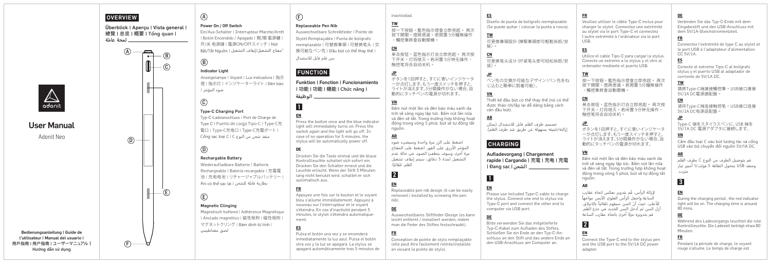adonit

# User Manual

Adonit Neo

Bedienungsanleitung | Guide de l'utilisateur | Manual del usuario | 用戶指南 | 用户指南 | ユーザーマニュアル | Hướng dẫn sử dụng

## OVERVIEW

Überblick | Aperçu | Vista general | 總覽 | 总览 | 概要 | Tổng quan | لمحة عامة

A B C D E F

### Ⓐ

**Power On / Off Switch**

Ein/Aus-Schalter | Interrupteur Marche/Arrêt | Botón Encendido / Apagado | 開/關 電源鍵 | 开/关 电源键 | 電源ON/OFFスイッチ | Nút Bật/Tắt Nguồn | مفتاح التشغيل/إيقاف التشغيل

### Ⓑ

**Indicator Light**

Anzeigelampe | Voyant | Luz indicadora | 指示燈 | 指示灯 | インジケーターライト | Đèn báo | ضوء المؤشر

### Ⓒ

**Type-C Charging Port**

Typ-C-Ladeanschluss | Port de Charge de Type C | Puerto de carga Tipo-C | Type-C充電口 | Type-C充电口 | Type-C充電ポート | Cổng sạc loại C | منفذ شحن من النوع C

### Ⓓ

**Rechargeable Battery**

Wiederaufladbare Batterie | Batterie Rechargeable | Batería recargable | 充電電池 | 充电电池 | リチャージャブルバッテリー | Pin có thể sạc lại | بطارية قابلة للشحن

### Ⓔ

**Magnetic Clinging**

Magnetisch haftend | Adhérence Magnétique | Anclado magnético | 磁性吸附 | 磁性吸附 | マグネットクリング | Bám dính từ tính | لصق مغناطيسي

### Ⓕ

**Replaceable Pen Nib**

Auswechselbare Schreibfeder | Pointe de Stylet Remplaçable | Punta de bolígrafo reemplazable | 可替換筆頭 | 可替换笔头 | 交換可能なペン先 | Đầu bút có thể thay thế | سن قلم قابل للاستبدال

## FUNCTION

Funktion | Fonction | Funcionamiento | 功能 | 功能 | 機能 | Chức năng | الوظيفة

### 1

**EN**

Press the button once and the blue indicator light will immediately turns on. Press the switch again and the light will go off. In case of no operation for 5 minutes, the stylus will be automatically power off.

**DE**

Drücken Sie die Taste einmal und die blaue Kontrollleuchte schaltet sich sofort ein. Drücken Sie den Schalter erneut und die Leuchte erlischt. Wenn der Stift 5 Minuten lang nicht benutzt wird, schaltet er sich automatisch aus.

**FR**

Appuyez une fois sur le bouton et le voyant bleu s'allume immédiatement. Appuyez à nouveau sur l'interrupteur et le voyant s'éteindra. En cas d'inactivité pendant 5 minutes, le stylet s'éteindra automatiquement.

**ES**

Pulsa el botón una vez y se encenderá inmediatamente la luz azul. Pulsa el botón otra vez y la luz se apagará. La stylus se apagará automáticamente tras 5 minutos de inactividad.

**TW**

按一下按鈕，藍色指示燈會立即亮起。 再次按下開關，燈將熄滅。若閒置 5分鐘無操作，觸控筆將會自動關機。

**CN**

单击按钮，蓝色指示灯会立即亮起。 再次按下开关，灯将熄灭。若闲置 5分钟无操作，触控笔将会自动关机。

**JP**

ボタンを1回押すと、すぐに青いインジケーターが点灯します。もう一度スイッチを押すと、ライトが消えます。5分間操作がない場合、自動的にタッチペンの電源が切れます。

**VN**

Bấm nút một lần và đèn báo màu xanh da trời sẽ sáng ngay lập tức. Bấm nút lần nữa và đèn sẽ tắt. Trong trường hợp không hoạt động trong vòng 5 phút, bút sẽ tự động tắt nguồn.

**AR**

اضغط على الزر مرة واحدة وسيضيء ضوء المؤشر الأزرق على الفور. اضغط على المفتاح مرة أخرى وسوف ينطفئ الضوء. في حالة عدم التشغيل لمدة 5 دقائق، سيتم إيقاف تشغيل القلم تلقائيًا.

### 2

**EN**

Replaceable pen nib design (it can be easily removed / installed by screwing the pen nib).

**DE**

Auswechselbares Stiftfeder-Design (es kann leicht entfernt / installiert werden, indem man die Feder des Stiftes festschraubt).

**FR**

Conception de pointe de stylo remplaçable (elle peut être facilement retirée/installée en vissant la pointe de stylo).

**ES**

Diseño de punta de bolígrafo reemplazable (Se puede quitar / colocar la punta a rosca).

**TW**

可更換筆頭設計 (擰緊筆頭即可輕鬆拆卸/安裝）。

**CN**

可更换笔头设计 (拧紧笔头即可轻松拆卸/安装）。

**JP**

ペン先の交換が可能なデザイン(ペン先をねじ込むと簡単に脱着可能)。

**VN**

Thiết kế đầu bút có thể thay thế (nó có thể được tháo rời/lắp lại dễ dàng bằng cách vặn đầu bút).

**AR**

تصميم طرف القلم قابل للاستبدال (يمكن إزالته/تثبيته بسهولة عن طريق شد طرف القلم).

## CHARGING

Aufladevorgang | Chargement rapide | Cargando | 充電 | 充电 | 充電 | Đang sạc | الشحن

### 1

**EN**

Please use included Type-C cable to charge the stylus. Connect one end to stylus via Type-C port and connect the other end to computer via USB port.

**DE**

Bitte verwenden Sie das mitgelieferte Typ-C-Kabel zum Aufladen des Stiftes. Schließen Sie ein Ende an den Typ-C-Anschluss an den Stift und das andere Ende an den USB-Anschluss am Computer an.

**FR**

Veuillez utiliser le câble Type-C inclus pour charger le stylet. Connectez une extrémité au stylet via le port Type-C et connectez l'autre extrémité à l'ordinateur via le port USB.

**ES**

Utilice el cable Tipo-C para cargar la stylus. Conecte un extremo a la stylus y el otro al ordenador mediante el puerto USB.

**TW**

按一下按鈕，藍色指示燈會立即亮起。 再次按下開關，燈將熄滅。若閒置 5分鐘無操作，觸控筆將會自動關機。

**CN**

单击按钮，蓝色指示灯会立即亮起。 再次按下开关，灯将熄灭。若闲置 5分钟无操作，触控笔将会自动关机。

**JP**

ボタンを1回押すと、すぐに青いインジケーターが点灯します。もう一度スイッチを押すと、ライトが消えます。5分間操作がない場合、自動的にタッチペンの電源が切れます。

**VN**

Bấm nút một lần và đèn báo màu xanh da trời sẽ sáng ngay lập tức. Bấm nút lần nữa và đèn sẽ tắt. Trong trường hợp không hoạt động trong vòng 5 phút, bút sẽ tự động tắt nguồn.

**AR**

لإزالة الرأس، قُم بتدويره بعكس اتجاه عقارب الساعة.واجعل الرأس العلوي الأيمن مواجهاً للأعلى، حيث أنّ السن سيقوم تلقائياً بالانزلاق. أزل السن ثم أدخل السن الجديد في جذع القلم. قم بتدويره مرةً أخرى باتجاه عقارب الساعة

### 2

**EN**

Connect the Type-C end to the stylus pen and the USB port to the 5V/1A DC power adapter.

**DE**

Verbinden Sie das Typ-C-Ende mit dem Eingabestift und den USB-Anschluss mit dem 5V/1A-Gleichstromnetzteil.

**FR**

Connectez l'extrémité de type C au stylet et le port USB à l'adaptateur d'alimentation CC 5V/1A.

**ES**

Conecte el extremo Tipo-C al bolígrafo stylus y el puerto USB al adaptador de corriente de 5V/1A DC.

**TW**

請將Type-C端連接觸控筆，USB接口連接5V/1A DC電源適配器。

**CN**

请将Type-C端连接触控笔，USB接口连接5V/1A DC电源适配器。

**JP**

Type-C 端をスタイラスペンに、USB 端を5V/1A DC 電源アダプタに接続します。

**VN**

Cắm đầu loại C vào bút tương tác và cổng USB vào bộ chuyển đổi nguồn 5V/1A DC.

**AR**

قم بتوصيل الطرف من النوع C بطرف القلم ومنفذ USB بمحول الطاقة 5 فولت/1 أمبير تيار متردد.

### 3

**EN**

During the charging period , the red indicator light will be on. The charging time is around 80 mins.

**DE**

Während des Ladevorgangs leuchtet die rote Kontrollleuchte. Die Ladezeit beträgt etwa 80 Minuten.

**FR**

Pendant la période de charge, le voyant rouge s'allume. Le temps de charge est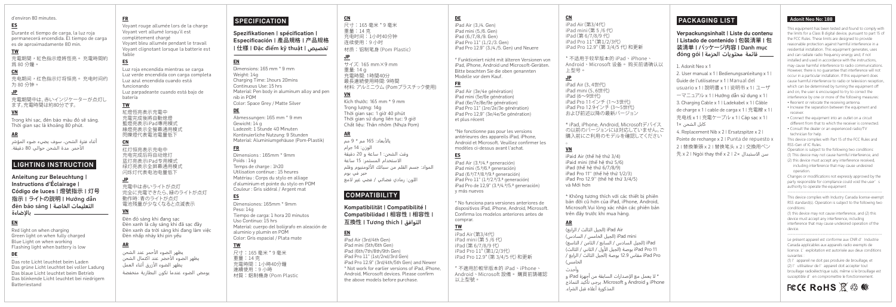d'environ 80 minutes.

### ES

Durante el tiempo de carga, la luz roja permanecerá encendida. El tiempo de carga es de aproximadamente 80 min.

### TW

充電期間，紅色指示燈將恆亮。 充電時間約爲 80 分鐘。

### CN

充电期间，红色指示灯将恒亮。 充电时间约为 80 分钟。

### JP

充電期間中は、赤いインジケーターが点灯します。充電時間は約80分です。

### VN

Trong khi sạc, đèn báo màu đỏ sẽ sáng. Thời gian sạc là khoảng 80 phút.

### AR

أثناء فترة الشحن، سوف يضيء ضوء المؤشر الأحمر. مدة الشحن حوالي 80 دقيقة.

## LIGHTING INSTRUCTION

**Anleitung zur Beleuchtung | Instructions d'Éclairage | Código de luces | 燈號指示 | 灯号指示 | ライトの説明 | Hướng dẫn đèn báo sáng | التعليمات الخاصة | بالإضاءة**

### EN

Red light on when charging
Green light on when fully charged
Blue Light on when working
Flashing light when battery is low

### DE

Das rote Licht leuchtet beim Laden
Das grüne Licht leuchtet bei voller Ladung
Das blaue Licht leuchtet beim Betrieb
Das blinkende Licht leuchtet bei niedrigem Batteriestand

### FR

Voyant rouge allumée lors de la charge
Voyant vert allumé lorsqu'il est complètement chargé
Voyant bleu allumée pendant le travail
Voyant clignotant lorsque la batterie est faible

### ES

Luz roja encendida mientras se carga
Luz verde encendida con carga completa
Luz azul encendida cuando está funcionando
Luz parpadeante cuando está bajo de batería

### TW

紅燈恆亮表示充電中
充電完成後將自動熄燈
藍燈亮表示iPad專用模式
綠燈亮表示全螢幕通用模式
閃爍燈代表電池電量低下

### CN

红灯恒亮表示充电中
充电完成后将自动熄灯
蓝灯亮表示iPad专用模式
绿灯亮表示全屏幕通用模式
闪烁灯代表电池电量低下

### JP

充電中は赤いライトが点灯
完全に充電できたら、緑のライトが点灯
動作時:青のライトが点灯
電池残量が少なくなると点滅表示

### VN

Đèn đỏ sáng khi đang sạc
Đèn xanh lá cây sáng khi đã sạc đầy
Đèn xanh da trời sáng khi đang làm việc
Đèn nhấp nháy khi pin yếu

### AR

يظهر الضوء الأحمر عند الشحن
يظهر الضوء الأخضر عند اكتمال الشحن
يظهر الضوء الأزرق أثناء العمل
يومض الضوء عندما تكون البطارية منخفضة

## SPECIFICATION

**Spezifikationen | spécification | Especificación | 產品規格 | 产品规格 | 仕様 | Đặc điểm kỹ thuật | تخصيص**

### EN

Dimensions: 165 mm * 9 mm
Weight: 14g
Charging Time: 1hours 20mins
Continuous Use: 15 hrs
Material: Pen body in aluminum alloy and pen nib in POM
Color: Space Grey / Matte Silver

### DE

Abmessungen: 165 mm * 9 mm
Gewicht: 14 g
Ladezeit: 1 Stunde 40 Minuten
Kontinuierliche Nutzung: 9 Stunden
Material: Aluminiumgehäuse (Pom-Plastik)

### FR

Dimensions : 165mm * 9mm
Poids : 14g
Temps de charge : 1h20
Utilisation continue : 15 heures
Matériau : Corps du stylo en alliage d'aluminium et pointe du stylo en POM
Couleur : Gris sidéral / Argent mat

### ES

Dimensiones: 165mm * 9mm
Peso: 14g
Tiempo de carga: 1 hora 20 minutos
Uso Continuo: 15 hrs
Material: cuerpo del bolígrafo en aleación de aluminio y plumín en POM
Color: Gris espacial / Plata mate

### TW

尺寸：165 毫米 * 9 毫米
重量：14 克
充電時間：1小時40分鐘
連續使用：9 小時
材質：鋁制機身 (Pom Plastic

### CN

尺寸：165 毫米 * 9 毫米
重量：14 克
充电时间：1小时40分钟
连续使用：9 小时
材质：铝制笔身 (Pom Plastic)

### JP

サイズ: 165 mm×9 mm
重量: 14 g
充電時間: 1時間40分
最長連続使用時間: 9時間
材料: アルミニウム (Pomプラスチック使用)

### VN

Kích thước: 165 mm * 9 mm
Trọng lượng: 14g
Thời gian sạc: 1 giờ 40 phút
Thời gian sử dụng liên tục: 9 giờ
Chất liệu: Thân nhôm (Nhựa Pom)

### AR

بالأبعاد: 165 مم * 9 مم
الوزن: 14 جرام
وقت الشحن: 1 ساعة و 20 دقيقة
الاستخدام المستمر: 15 ساعة
المواد: جسم القلم من سبائك الألومنيوم وقلم حبر في بوم
اللون: رمادي فضائي / فضي غير لامع

## COMPATIBILITY

**Kompatibilität | Compatibilité | Compatibilidad | 相容性 | 相容性 | 互換性 | Tương thích | التوافق**

### EN

iPad Air (3rd/4th Gen)
iPad mini (5th/6th Gen)
iPad (6th/7th/8th/9th Gen)
iPad Pro 11" (1st/2nd/3rd Gen)
iPad Pro 12.9" (3rd/4th/5th Gen) and Newer
* Not work for earlier versions of iPad, iPhone, Android, Microsoft devices. Please confirm the above models before purchase.

### DE

iPad Air (3./4. Gen)
iPad mini (5./6. Gen)
iPad (6./7./8./9. Gen)
iPad Pro 11" (1./2./3. Gen)
iPad Pro 12.9" (3./4./5. Gen) und Neuere

* Funktioniert nicht mit älteren Versionen von iPad, iPhone, Android und Microsoft-Geräten. Bitte beachten Sie die oben genannten Modelle vor dem Kauf.

### FR

iPad Air (3e/4e génération)
iPad mini (5e/6e génération)
iPad (6e/7e/8e/9e génération)
iPad Pro 11" (1re/2e/3e génération)
iPad Pro 12,9" (3e/4e/5e génération) et plus récent

*Ne fonctionne pas pour les versions antérieures des appareils iPad, iPhone, Android et Microsoft. Veuillez confirmer les modèles ci-dessus avant l'achat.

### ES

iPad Air (3.ª/4.ª generación)
iPad mini (5.ª/6.ª generación)
iPad (6.ª/7.ª/8.ª/9.ª generación)
iPad Pro 11" (1.ª/2.ª/3.ª generación)
iPad Pro de 12,9" (3.ª/4.ª/5.ª generación) y más nuevos

* No funciona para versiones anteriores de dispositivos iPad, iPhone, Android, Microsoft. Confirma los modelos anteriores antes de comprar.

### TW

iPad Air (第3/4代)
iPad mini (第 5 / 6 代)
iPad (第 6/7/8/9 代)
iPad Pro 11" (第1/2/3代)
iPad Pro 12.9" (第 3/4/5 代) 和更新

* 不適用於較早版本的 iPad、iPhone、Android、Microsoft 設備。 購買前請確認以上型號。

### CN

iPad Air (第3/4代)
iPad mini (第 5 / 6 代)
iPad (第 6/7/8/9 代)
iPad Pro 11" (第1/2/3代)
iPad Pro 12.9" (第 3/4/5 代) 和更新

* 不适用于较早版本的 iPad、iPhone、Android、Microsoft 设备。 购买前请确认以上型号。

### JP

iPad Air (3、4世代)
iPad mini (5、6世代)
iPad (6〜9世代)
iPad Pro 11インチ (1〜3世代)
iPad Pro 12.9インチ (3〜5世代)
および前述以降の最新バージョン

* iPad、iPhone、Android、Microsoftデバイスの以前のバージョンには対応していません。ご購入前にご利用のモデルを確認してください。

### VN

iPad Air (thế hệ thứ 3/4)
iPad mini (thế hệ thứ 5/6)
iPad (thế hệ thứ 6/7/8/9)
iPad Pro 11" (thế hệ thứ 1/2/3)
iPad Pro 12.9" (thế hệ thứ 3/4/5) và Mới hơn

* Không tương thích với các thiết bị phiên bản đời cũ hơn của iPad, iPhone, Android, Microsoft.Vui lòng xác nhận các phiên bản trên đây trước khi mua hàng.

### AR

iPad Air (الجيل الثالث / الرابع)
iPad mini (الجيل الخامس / السادس)
iPad (الجيل السادس / السابع / الثامن / التاسع)
iPad Pro 11 بوصة (الجيل الأول / الثاني / الثالث)
iPad Pro مقاس 12.9 بوصة (الجيل الثالث / الرابع / الخامس)
وأحدث

* لا يعمل مع الإصدارات السابقة من أجهزة iPad و iPhone و Android و Microsoft. يرجى تأكيد النماذج المذكورة أعلاه قبل الشراء.

## PACKAGING LIST

**Verpackungsinhalt | Liste du contenu | Listado de contenido | 包裝清單 | 包装清单 | パッケージ内容 | Danh mục đóng gói | قائمة محتويات الحزمة**

1. Adonit Neo x 1

2. User manual x 1 | Bedienungsanleitung x 1 | Guide de l'utilisateur x 1 | Manual del usuario x 1 | 說明書 x 1 | 说明书 x 1 | ユーザーマニュアル x 1 | Hướng dẫn sử dụng x 1 | كتيب المستخدم ×1

3. Charging Cable x 1 | Ladekabel x 1 | Câble de charge x 1 | cable de carga x 1 | 充電線 x 1 | 充电线 x 1 | 充電ケーブル x 1 | Cáp sạc x 1 | كابل الشحن ×1

4. Replacement Nib x 2 | Ersatzspitze x 2 | Pointe de rechange x 2 | Punta de repuesto x 2 | 替換筆頭 x 2 | 替换笔头 x 2 | 交換用ペン先 x 2 | Ngòi thay thế x 2 | سن الاستبدال ×2

**Adonit Neo No: 188**

This equipment has been tested and found to comply with the limits for a Class B digital device, pursuant to part 15 of the FCC Rules. These limits are designed to provide reasonable protection against harmful interference in a residential installation. This equipment generates, uses and can radiate radio frequency energy and, if not installed and used in accordance with the instructions, may cause harmful interference to radio communications. However, there is no guarantee that interference will not occur in a particular installation. If this equipment does cause harmful interference to radio or television reception, which can be determined by turning the equipment off and on, the user is encouraged to try to correct the interference by one or more of the following measures:

- Reorient or relocate the receiving antenna.
- Increase the separation between the equipment and receiver.
- Connect the equipment into an outlet on a circuit different from that to which the receiver is connected.
- Consult the dealer or an experienced radio/TV technician for help.

This device complies with Part 15 of the FCC Rules and RSS-Gen of IC Rules.
Operation is subject to the following two conditions:
(1) This device may not cause harmful interference, and
(2) this device must accept any interference received, including interference that may cause undesired operation.
Changes or modifications not expressly approved by the party responsible for compliance could void the user's authority to operate the equipment.

This device complies with Industry Canada license-exempt RSS standard(s). Operation is subject to the following two conditions:
(1) this device may not cause interference, and (2) this device must accept any interference, including interference that may cause undesired operation of the device.

Le présent appareil est conforme aux CNR d'Industrie Canada applicables aux appareils radio exempts de licence. L'exploitation est autorisée aux deux conditions suivantes:
(1) l'appareil ne doit pas produire de brouillage, et
(2) l'utilisateur de l'appareil doit accepter tout brouillage radioélectrique subi, même si le brouillage est susceptible d'en compromettre le fonctionnement.

FC CE RoHS